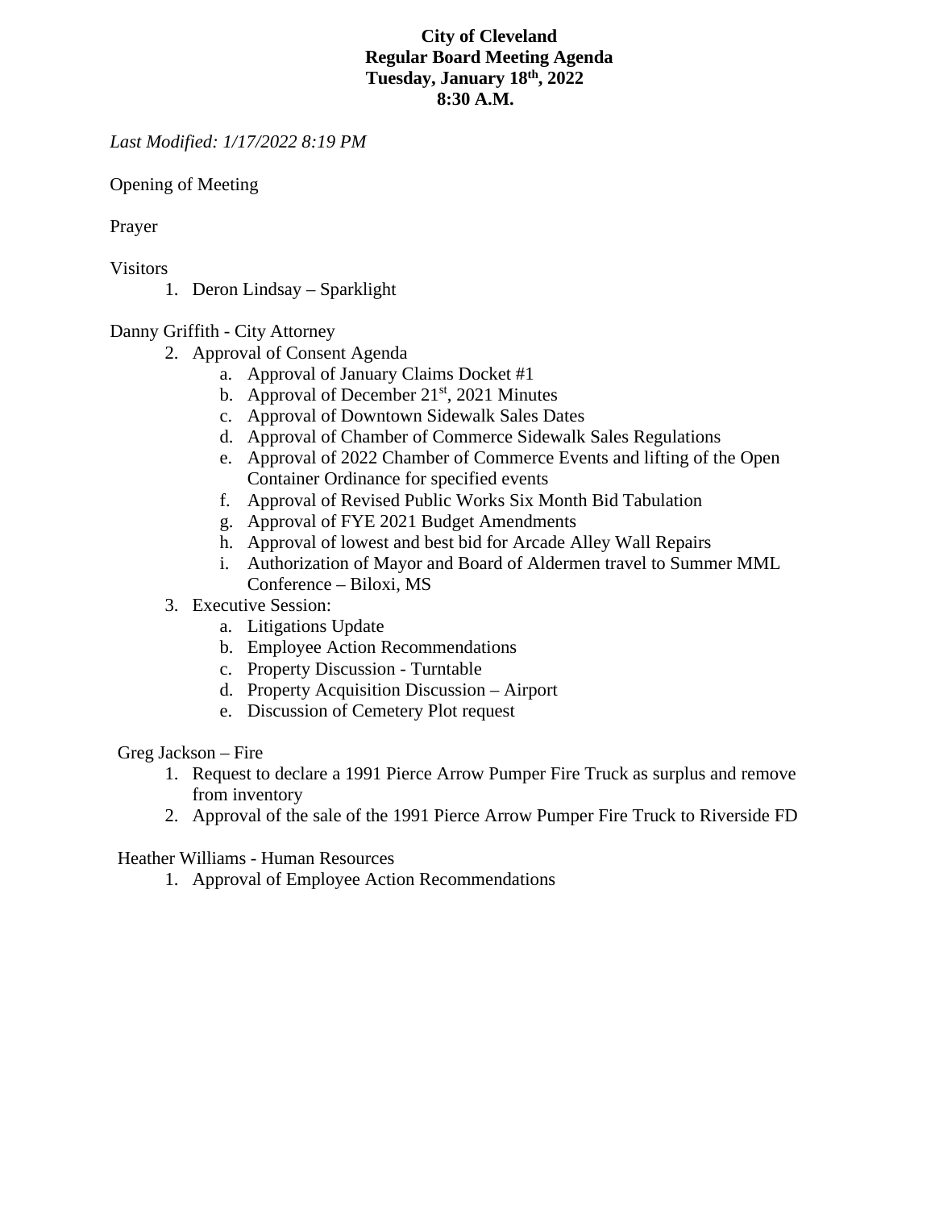**City of Cleveland**
**Regular Board Meeting Agenda**
**Tuesday, January 18th, 2022**
**8:30 A.M.**

*Last Modified: 1/17/2022 8:19 PM*

Opening of Meeting

Prayer

Visitors

1. Deron Lindsay – Sparklight

Danny Griffith - City Attorney

2. Approval of Consent Agenda
   a. Approval of January Claims Docket #1
   b. Approval of December 21st, 2021 Minutes
   c. Approval of Downtown Sidewalk Sales Dates
   d. Approval of Chamber of Commerce Sidewalk Sales Regulations
   e. Approval of 2022 Chamber of Commerce Events and lifting of the Open Container Ordinance for specified events
   f. Approval of Revised Public Works Six Month Bid Tabulation
   g. Approval of FYE 2021 Budget Amendments
   h. Approval of lowest and best bid for Arcade Alley Wall Repairs
   i. Authorization of Mayor and Board of Aldermen travel to Summer MML Conference – Biloxi, MS
3. Executive Session:
   a. Litigations Update
   b. Employee Action Recommendations
   c. Property Discussion - Turntable
   d. Property Acquisition Discussion – Airport
   e. Discussion of Cemetery Plot request

Greg Jackson – Fire

1. Request to declare a 1991 Pierce Arrow Pumper Fire Truck as surplus and remove from inventory
2. Approval of the sale of the 1991 Pierce Arrow Pumper Fire Truck to Riverside FD

Heather Williams - Human Resources

1. Approval of Employee Action Recommendations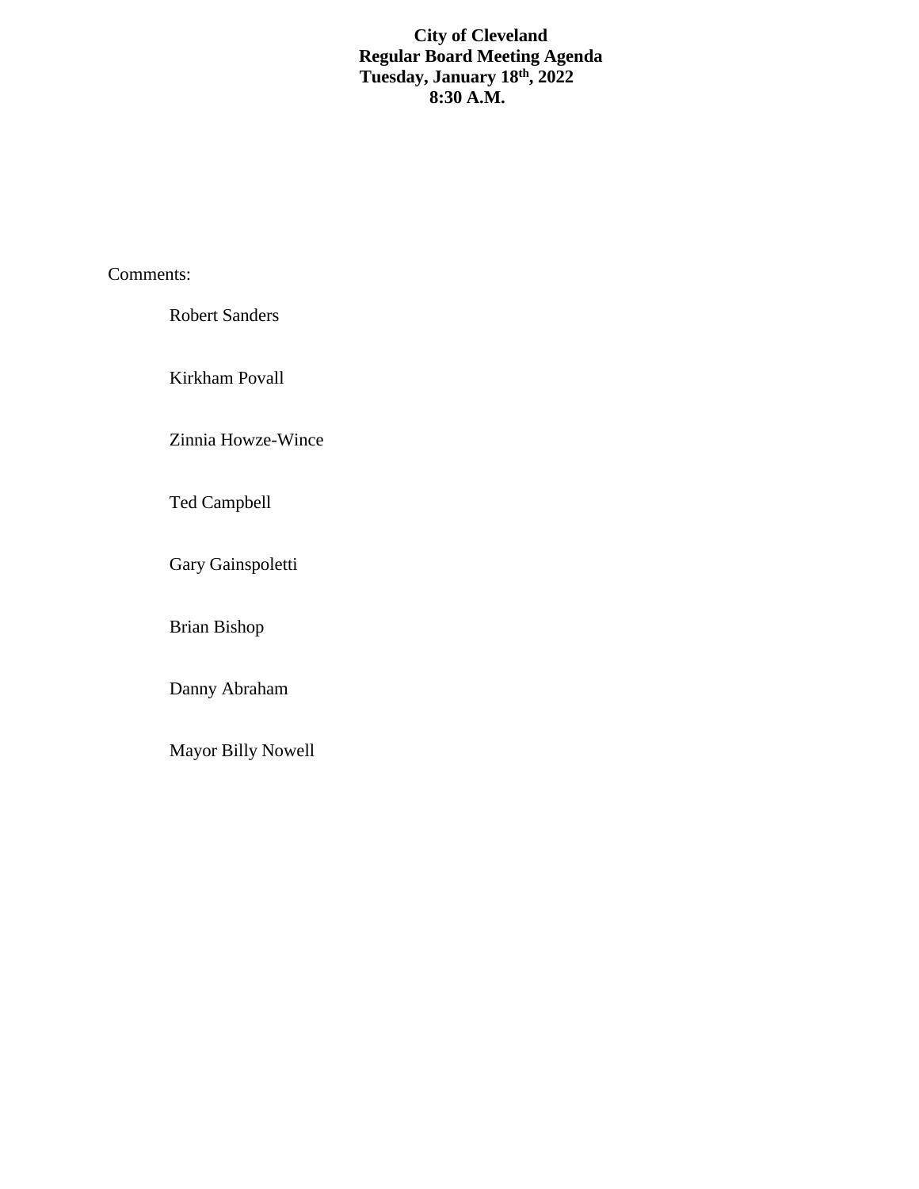**City of Cleveland**
**Regular Board Meeting Agenda**
**Tuesday, January 18th, 2022**
**8:30 A.M.**

Comments:

Robert Sanders

Kirkham Povall

Zinnia Howze-Wince

Ted Campbell

Gary Gainspoletti

Brian Bishop

Danny Abraham

Mayor Billy Nowell